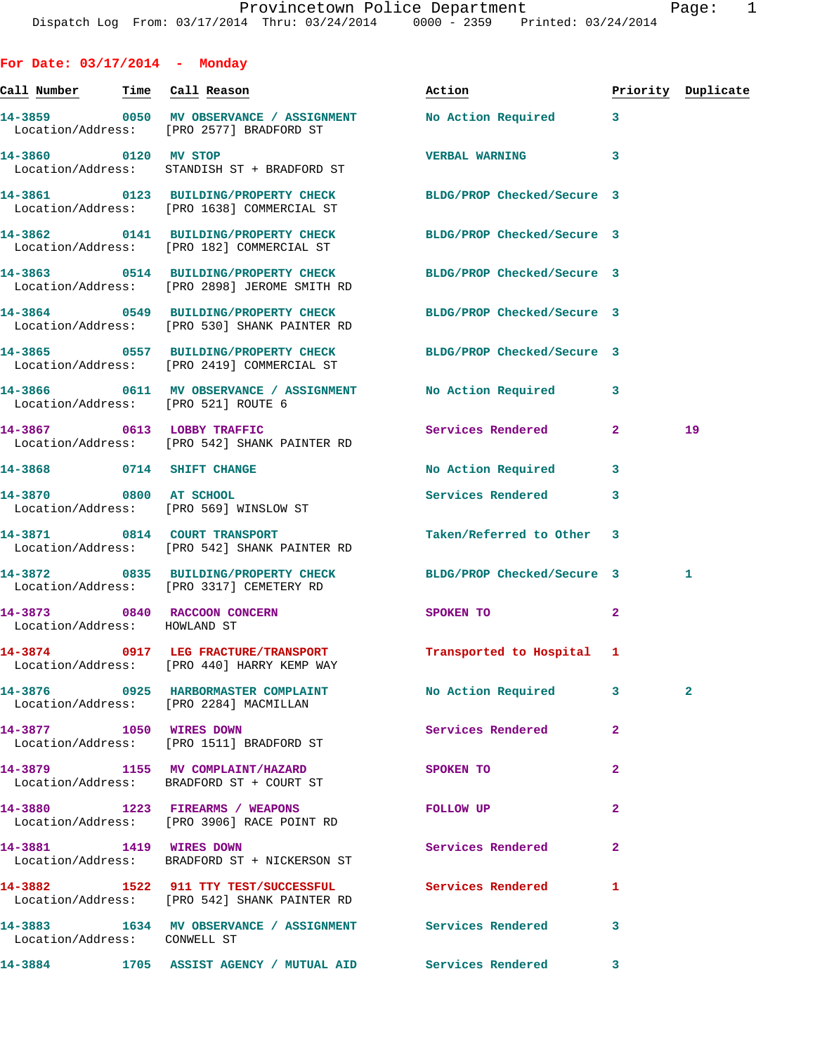Provincetown Police Department
Dispatch Log From: 03/17/2014 Thru: 03/24/2014 0000 - 2359 Printed: 03/24/2014

## For Date: 03/17/2014 - Monday

| Call Number | Time | Call Reason | Action | Priority | Duplicate |
|---|---|---|---|---|---|
| 14-3859 | 0050 | MV OBSERVANCE / ASSIGNMENT | No Action Required | 3 | |
| Location/Address: | | [PRO 2577] BRADFORD ST | | | |
| 14-3860 | 0120 | MV STOP | VERBAL WARNING | 3 | |
| Location/Address: | | STANDISH ST + BRADFORD ST | | | |
| 14-3861 | 0123 | BUILDING/PROPERTY CHECK | BLDG/PROP Checked/Secure | 3 | |
| Location/Address: | | [PRO 1638] COMMERCIAL ST | | | |
| 14-3862 | 0141 | BUILDING/PROPERTY CHECK | BLDG/PROP Checked/Secure | 3 | |
| Location/Address: | | [PRO 182] COMMERCIAL ST | | | |
| 14-3863 | 0514 | BUILDING/PROPERTY CHECK | BLDG/PROP Checked/Secure | 3 | |
| Location/Address: | | [PRO 2898] JEROME SMITH RD | | | |
| 14-3864 | 0549 | BUILDING/PROPERTY CHECK | BLDG/PROP Checked/Secure | 3 | |
| Location/Address: | | [PRO 530] SHANK PAINTER RD | | | |
| 14-3865 | 0557 | BUILDING/PROPERTY CHECK | BLDG/PROP Checked/Secure | 3 | |
| Location/Address: | | [PRO 2419] COMMERCIAL ST | | | |
| 14-3866 | 0611 | MV OBSERVANCE / ASSIGNMENT | No Action Required | 3 | |
| Location/Address: | | [PRO 521] ROUTE 6 | | | |
| 14-3867 | 0613 | LOBBY TRAFFIC | Services Rendered | 2 | 19 |
| Location/Address: | | [PRO 542] SHANK PAINTER RD | | | |
| 14-3868 | 0714 | SHIFT CHANGE | No Action Required | 3 | |
| 14-3870 | 0800 | AT SCHOOL | Services Rendered | 3 | |
| Location/Address: | | [PRO 569] WINSLOW ST | | | |
| 14-3871 | 0814 | COURT TRANSPORT | Taken/Referred to Other | 3 | |
| Location/Address: | | [PRO 542] SHANK PAINTER RD | | | |
| 14-3872 | 0835 | BUILDING/PROPERTY CHECK | BLDG/PROP Checked/Secure | 3 | 1 |
| Location/Address: | | [PRO 3317] CEMETERY RD | | | |
| 14-3873 | 0840 | RACCOON CONCERN | SPOKEN TO | 2 | |
| Location/Address: | | HOWLAND ST | | | |
| 14-3874 | 0917 | LEG FRACTURE/TRANSPORT | Transported to Hospital | 1 | |
| Location/Address: | | [PRO 440] HARRY KEMP WAY | | | |
| 14-3876 | 0925 | HARBORMASTER COMPLAINT | No Action Required | 3 | 2 |
| Location/Address: | | [PRO 2284] MACMILLAN | | | |
| 14-3877 | 1050 | WIRES DOWN | Services Rendered | 2 | |
| Location/Address: | | [PRO 1511] BRADFORD ST | | | |
| 14-3879 | 1155 | MV COMPLAINT/HAZARD | SPOKEN TO | 2 | |
| Location/Address: | | BRADFORD ST + COURT ST | | | |
| 14-3880 | 1223 | FIREARMS / WEAPONS | FOLLOW UP | 2 | |
| Location/Address: | | [PRO 3906] RACE POINT RD | | | |
| 14-3881 | 1419 | WIRES DOWN | Services Rendered | 2 | |
| Location/Address: | | BRADFORD ST + NICKERSON ST | | | |
| 14-3882 | 1522 | 911 TTY TEST/SUCCESSFUL | Services Rendered | 1 | |
| Location/Address: | | [PRO 542] SHANK PAINTER RD | | | |
| 14-3883 | 1634 | MV OBSERVANCE / ASSIGNMENT | Services Rendered | 3 | |
| Location/Address: | | CONWELL ST | | | |
| 14-3884 | 1705 | ASSIST AGENCY / MUTUAL AID | Services Rendered | 3 | |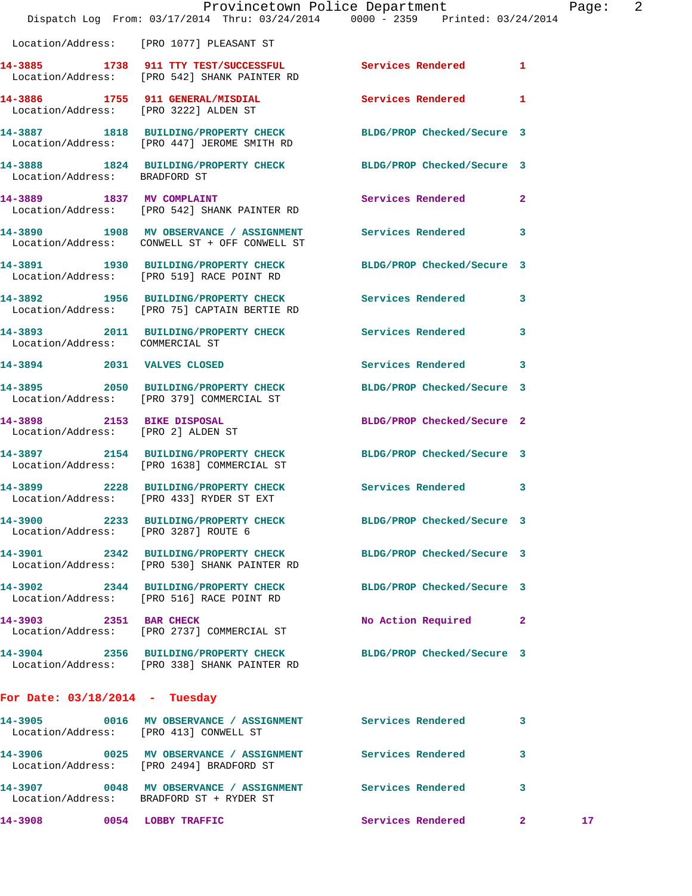Location/Address: [PRO 1077] PLEASANT ST

**14-3885** 1738 **911 TTY TEST/SUCCESSFUL** Services Rendered 1
Location/Address: [PRO 542] SHANK PAINTER RD

**14-3886** 1755 **911 GENERAL/MISDIAL** Services Rendered 1
Location/Address: [PRO 3222] ALDEN ST

**14-3887** 1818 **BUILDING/PROPERTY CHECK** BLDG/PROP Checked/Secure 3
Location/Address: [PRO 447] JEROME SMITH RD

**14-3888** 1824 **BUILDING/PROPERTY CHECK** BLDG/PROP Checked/Secure 3
Location/Address: BRADFORD ST

**14-3889** 1837 **MV COMPLAINT** Services Rendered 2
Location/Address: [PRO 542] SHANK PAINTER RD

**14-3890** 1908 **MV OBSERVANCE / ASSIGNMENT** Services Rendered 3
Location/Address: CONWELL ST + OFF CONWELL ST

**14-3891** 1930 **BUILDING/PROPERTY CHECK** BLDG/PROP Checked/Secure 3
Location/Address: [PRO 519] RACE POINT RD

**14-3892** 1956 **BUILDING/PROPERTY CHECK** Services Rendered 3
Location/Address: [PRO 75] CAPTAIN BERTIE RD

**14-3893** 2011 **BUILDING/PROPERTY CHECK** Services Rendered 3
Location/Address: COMMERCIAL ST

**14-3894** 2031 **VALVES CLOSED** Services Rendered 3

**14-3895** 2050 **BUILDING/PROPERTY CHECK** BLDG/PROP Checked/Secure 3
Location/Address: [PRO 379] COMMERCIAL ST

**14-3898** 2153 **BIKE DISPOSAL** BLDG/PROP Checked/Secure 2
Location/Address: [PRO 2] ALDEN ST

**14-3897** 2154 **BUILDING/PROPERTY CHECK** BLDG/PROP Checked/Secure 3
Location/Address: [PRO 1638] COMMERCIAL ST

**14-3899** 2228 **BUILDING/PROPERTY CHECK** Services Rendered 3
Location/Address: [PRO 433] RYDER ST EXT

**14-3900** 2233 **BUILDING/PROPERTY CHECK** BLDG/PROP Checked/Secure 3
Location/Address: [PRO 3287] ROUTE 6

**14-3901** 2342 **BUILDING/PROPERTY CHECK** BLDG/PROP Checked/Secure 3
Location/Address: [PRO 530] SHANK PAINTER RD

**14-3902** 2344 **BUILDING/PROPERTY CHECK** BLDG/PROP Checked/Secure 3
Location/Address: [PRO 516] RACE POINT RD

**14-3903** 2351 **BAR CHECK** No Action Required 2
Location/Address: [PRO 2737] COMMERCIAL ST

**14-3904** 2356 **BUILDING/PROPERTY CHECK** BLDG/PROP Checked/Secure 3
Location/Address: [PRO 338] SHANK PAINTER RD

## For Date: 03/18/2014 - Tuesday

**14-3905** 0016 **MV OBSERVANCE / ASSIGNMENT** Services Rendered 3
Location/Address: [PRO 413] CONWELL ST

**14-3906** 0025 **MV OBSERVANCE / ASSIGNMENT** Services Rendered 3
Location/Address: [PRO 2494] BRADFORD ST

**14-3907** 0048 **MV OBSERVANCE / ASSIGNMENT** Services Rendered 3
Location/Address: BRADFORD ST + RYDER ST

**14-3908** 0054 **LOBBY TRAFFIC** Services Rendered 2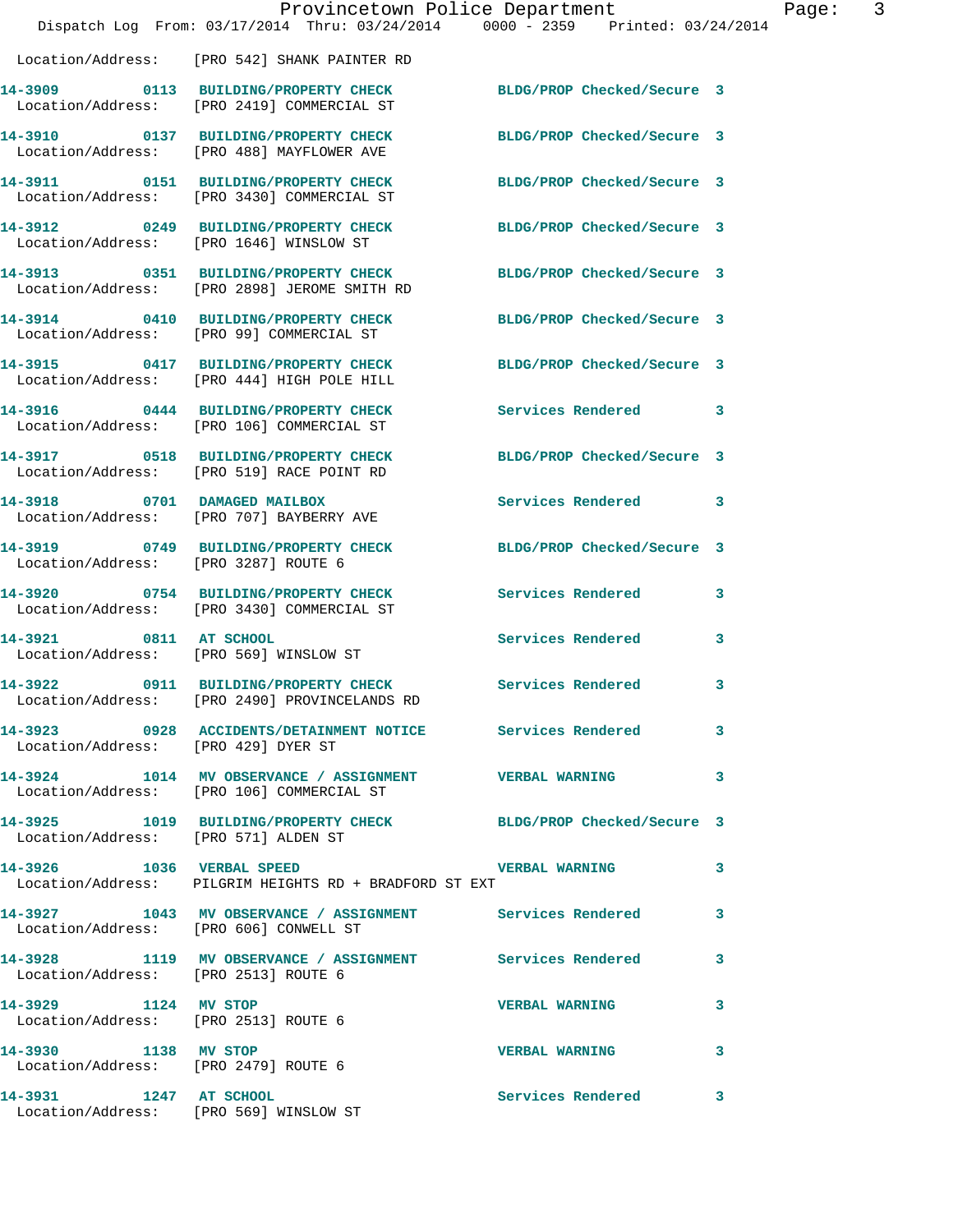Location/Address: [PRO 542] SHANK PAINTER RD

**14-3909 0113 BUILDING/PROPERTY CHECK** BLDG/PROP Checked/Secure 3
Location/Address: [PRO 2419] COMMERCIAL ST

**14-3910 0137 BUILDING/PROPERTY CHECK** BLDG/PROP Checked/Secure 3
Location/Address: [PRO 488] MAYFLOWER AVE

**14-3911 0151 BUILDING/PROPERTY CHECK** BLDG/PROP Checked/Secure 3
Location/Address: [PRO 3430] COMMERCIAL ST

**14-3912 0249 BUILDING/PROPERTY CHECK** BLDG/PROP Checked/Secure 3
Location/Address: [PRO 1646] WINSLOW ST

**14-3913 0351 BUILDING/PROPERTY CHECK** BLDG/PROP Checked/Secure 3
Location/Address: [PRO 2898] JEROME SMITH RD

**14-3914 0410 BUILDING/PROPERTY CHECK** BLDG/PROP Checked/Secure 3
Location/Address: [PRO 99] COMMERCIAL ST

**14-3915 0417 BUILDING/PROPERTY CHECK** BLDG/PROP Checked/Secure 3
Location/Address: [PRO 444] HIGH POLE HILL

**14-3916 0444 BUILDING/PROPERTY CHECK** Services Rendered 3
Location/Address: [PRO 106] COMMERCIAL ST

**14-3917 0518 BUILDING/PROPERTY CHECK** BLDG/PROP Checked/Secure 3
Location/Address: [PRO 519] RACE POINT RD

**14-3918 0701 DAMAGED MAILBOX** Services Rendered 3
Location/Address: [PRO 707] BAYBERRY AVE

**14-3919 0749 BUILDING/PROPERTY CHECK** BLDG/PROP Checked/Secure 3
Location/Address: [PRO 3287] ROUTE 6

**14-3920 0754 BUILDING/PROPERTY CHECK** Services Rendered 3
Location/Address: [PRO 3430] COMMERCIAL ST

**14-3921 0811 AT SCHOOL** Services Rendered 3
Location/Address: [PRO 569] WINSLOW ST

**14-3922 0911 BUILDING/PROPERTY CHECK** Services Rendered 3
Location/Address: [PRO 2490] PROVINCELANDS RD

**14-3923 0928 ACCIDENTS/DETAINMENT NOTICE** Services Rendered 3
Location/Address: [PRO 429] DYER ST

**14-3924 1014 MV OBSERVANCE / ASSIGNMENT** VERBAL WARNING 3
Location/Address: [PRO 106] COMMERCIAL ST

**14-3925 1019 BUILDING/PROPERTY CHECK** BLDG/PROP Checked/Secure 3
Location/Address: [PRO 571] ALDEN ST

**14-3926 1036 VERBAL SPEED** VERBAL WARNING 3
Location/Address: PILGRIM HEIGHTS RD + BRADFORD ST EXT

**14-3927 1043 MV OBSERVANCE / ASSIGNMENT** Services Rendered 3
Location/Address: [PRO 606] CONWELL ST

**14-3928 1119 MV OBSERVANCE / ASSIGNMENT** Services Rendered 3
Location/Address: [PRO 2513] ROUTE 6

**14-3929 1124 MV STOP** VERBAL WARNING 3
Location/Address: [PRO 2513] ROUTE 6

**14-3930 1138 MV STOP** VERBAL WARNING 3
Location/Address: [PRO 2479] ROUTE 6

**14-3931 1247 AT SCHOOL** Services Rendered 3
Location/Address: [PRO 569] WINSLOW ST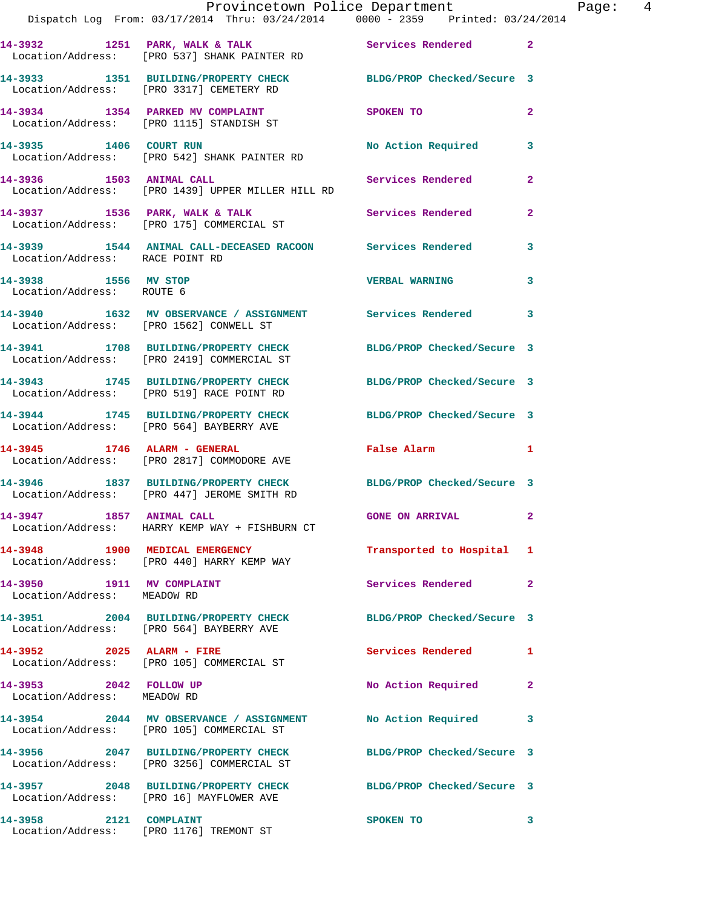| Call # | Time | Call Type | Disposition | Priority |
|---|---|---|---|---|
| 14-3932 | 1251 | PARK, WALK & TALK | Services Rendered | 2 |
| Location/Address: | | [PRO 537] SHANK PAINTER RD | | |
| 14-3933 | 1351 | BUILDING/PROPERTY CHECK | BLDG/PROP Checked/Secure | 3 |
| Location/Address: | | [PRO 3317] CEMETERY RD | | |
| 14-3934 | 1354 | PARKED MV COMPLAINT | SPOKEN TO | 2 |
| Location/Address: | | [PRO 1115] STANDISH ST | | |
| 14-3935 | 1406 | COURT RUN | No Action Required | 3 |
| Location/Address: | | [PRO 542] SHANK PAINTER RD | | |
| 14-3936 | 1503 | ANIMAL CALL | Services Rendered | 2 |
| Location/Address: | | [PRO 1439] UPPER MILLER HILL RD | | |
| 14-3937 | 1536 | PARK, WALK & TALK | Services Rendered | 2 |
| Location/Address: | | [PRO 175] COMMERCIAL ST | | |
| 14-3939 | 1544 | ANIMAL CALL-DECEASED RACOON | Services Rendered | 3 |
| Location/Address: | | RACE POINT RD | | |
| 14-3938 | 1556 | MV STOP | VERBAL WARNING | 3 |
| Location/Address: | | ROUTE 6 | | |
| 14-3940 | 1632 | MV OBSERVANCE / ASSIGNMENT | Services Rendered | 3 |
| Location/Address: | | [PRO 1562] CONWELL ST | | |
| 14-3941 | 1708 | BUILDING/PROPERTY CHECK | BLDG/PROP Checked/Secure | 3 |
| Location/Address: | | [PRO 2419] COMMERCIAL ST | | |
| 14-3943 | 1745 | BUILDING/PROPERTY CHECK | BLDG/PROP Checked/Secure | 3 |
| Location/Address: | | [PRO 519] RACE POINT RD | | |
| 14-3944 | 1745 | BUILDING/PROPERTY CHECK | BLDG/PROP Checked/Secure | 3 |
| Location/Address: | | [PRO 564] BAYBERRY AVE | | |
| 14-3945 | 1746 | ALARM - GENERAL | False Alarm | 1 |
| Location/Address: | | [PRO 2817] COMMODORE AVE | | |
| 14-3946 | 1837 | BUILDING/PROPERTY CHECK | BLDG/PROP Checked/Secure | 3 |
| Location/Address: | | [PRO 447] JEROME SMITH RD | | |
| 14-3947 | 1857 | ANIMAL CALL | GONE ON ARRIVAL | 2 |
| Location/Address: | | HARRY KEMP WAY + FISHBURN CT | | |
| 14-3948 | 1900 | MEDICAL EMERGENCY | Transported to Hospital | 1 |
| Location/Address: | | [PRO 440] HARRY KEMP WAY | | |
| 14-3950 | 1911 | MV COMPLAINT | Services Rendered | 2 |
| Location/Address: | | MEADOW RD | | |
| 14-3951 | 2004 | BUILDING/PROPERTY CHECK | BLDG/PROP Checked/Secure | 3 |
| Location/Address: | | [PRO 564] BAYBERRY AVE | | |
| 14-3952 | 2025 | ALARM - FIRE | Services Rendered | 1 |
| Location/Address: | | [PRO 105] COMMERCIAL ST | | |
| 14-3953 | 2042 | FOLLOW UP | No Action Required | 2 |
| Location/Address: | | MEADOW RD | | |
| 14-3954 | 2044 | MV OBSERVANCE / ASSIGNMENT | No Action Required | 3 |
| Location/Address: | | [PRO 105] COMMERCIAL ST | | |
| 14-3956 | 2047 | BUILDING/PROPERTY CHECK | BLDG/PROP Checked/Secure | 3 |
| Location/Address: | | [PRO 3256] COMMERCIAL ST | | |
| 14-3957 | 2048 | BUILDING/PROPERTY CHECK | BLDG/PROP Checked/Secure | 3 |
| Location/Address: | | [PRO 16] MAYFLOWER AVE | | |
| 14-3958 | 2121 | COMPLAINT | SPOKEN TO | 3 |
| Location/Address: | | [PRO 1176] TREMONT ST | | |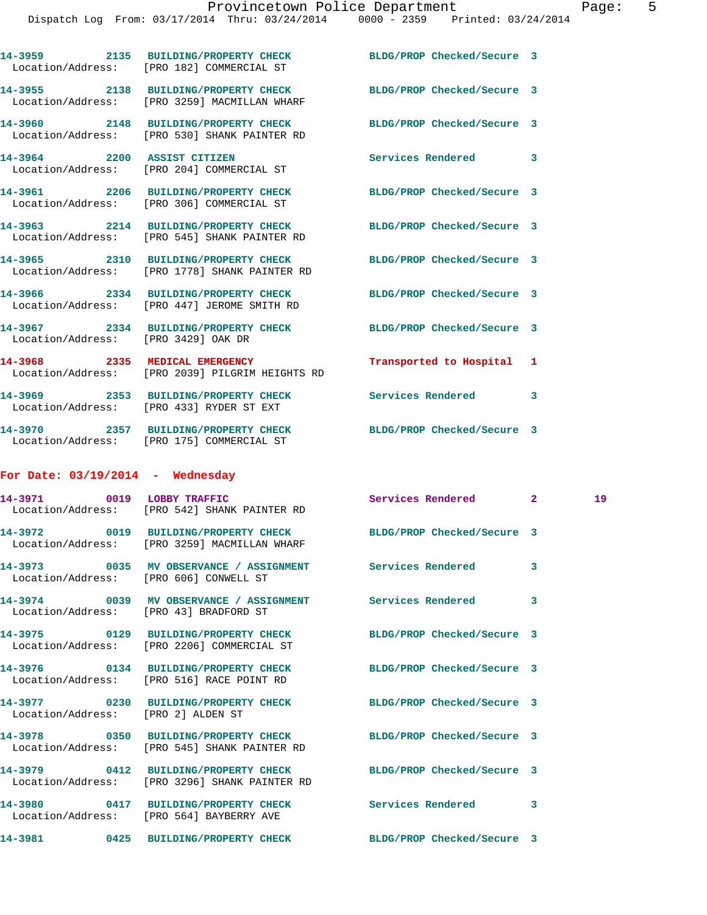14-3959 2135 BUILDING/PROPERTY CHECK BLDG/PROP Checked/Secure 3
Location/Address: [PRO 182] COMMERCIAL ST

14-3955 2138 BUILDING/PROPERTY CHECK BLDG/PROP Checked/Secure 3
Location/Address: [PRO 3259] MACMILLAN WHARF

14-3960 2148 BUILDING/PROPERTY CHECK BLDG/PROP Checked/Secure 3
Location/Address: [PRO 530] SHANK PAINTER RD

14-3964 2200 ASSIST CITIZEN Services Rendered 3
Location/Address: [PRO 204] COMMERCIAL ST

14-3961 2206 BUILDING/PROPERTY CHECK BLDG/PROP Checked/Secure 3
Location/Address: [PRO 306] COMMERCIAL ST

14-3963 2214 BUILDING/PROPERTY CHECK BLDG/PROP Checked/Secure 3
Location/Address: [PRO 545] SHANK PAINTER RD

14-3965 2310 BUILDING/PROPERTY CHECK BLDG/PROP Checked/Secure 3
Location/Address: [PRO 1778] SHANK PAINTER RD

14-3966 2334 BUILDING/PROPERTY CHECK BLDG/PROP Checked/Secure 3
Location/Address: [PRO 447] JEROME SMITH RD

14-3967 2334 BUILDING/PROPERTY CHECK BLDG/PROP Checked/Secure 3
Location/Address: [PRO 3429] OAK DR

14-3968 2335 MEDICAL EMERGENCY Transported to Hospital 1
Location/Address: [PRO 2039] PILGRIM HEIGHTS RD

14-3969 2353 BUILDING/PROPERTY CHECK Services Rendered 3
Location/Address: [PRO 433] RYDER ST EXT

14-3970 2357 BUILDING/PROPERTY CHECK BLDG/PROP Checked/Secure 3
Location/Address: [PRO 175] COMMERCIAL ST

**For Date: 03/19/2014 - Wednesday**

14-3971 0019 LOBBY TRAFFIC Services Rendered 2 19
Location/Address: [PRO 542] SHANK PAINTER RD

14-3972 0019 BUILDING/PROPERTY CHECK BLDG/PROP Checked/Secure 3
Location/Address: [PRO 3259] MACMILLAN WHARF

14-3973 0035 MV OBSERVANCE / ASSIGNMENT Services Rendered 3
Location/Address: [PRO 606] CONWELL ST

14-3974 0039 MV OBSERVANCE / ASSIGNMENT Services Rendered 3
Location/Address: [PRO 43] BRADFORD ST

14-3975 0129 BUILDING/PROPERTY CHECK BLDG/PROP Checked/Secure 3
Location/Address: [PRO 2206] COMMERCIAL ST

14-3976 0134 BUILDING/PROPERTY CHECK BLDG/PROP Checked/Secure 3
Location/Address: [PRO 516] RACE POINT RD

14-3977 0230 BUILDING/PROPERTY CHECK BLDG/PROP Checked/Secure 3
Location/Address: [PRO 2] ALDEN ST

14-3978 0350 BUILDING/PROPERTY CHECK BLDG/PROP Checked/Secure 3
Location/Address: [PRO 545] SHANK PAINTER RD

14-3979 0412 BUILDING/PROPERTY CHECK BLDG/PROP Checked/Secure 3
Location/Address: [PRO 3296] SHANK PAINTER RD

14-3980 0417 BUILDING/PROPERTY CHECK Services Rendered 3
Location/Address: [PRO 564] BAYBERRY AVE

14-3981 0425 BUILDING/PROPERTY CHECK BLDG/PROP Checked/Secure 3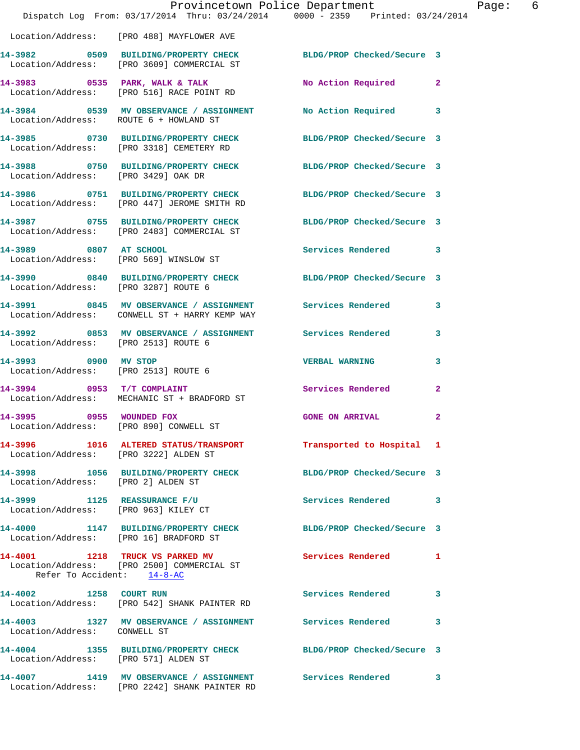Location/Address: [PRO 488] MAYFLOWER AVE

**14-3982** 0509 **BUILDING/PROPERTY CHECK** BLDG/PROP Checked/Secure 3
Location/Address: [PRO 3609] COMMERCIAL ST

**14-3983** 0535 **PARK, WALK & TALK** No Action Required 2
Location/Address: [PRO 516] RACE POINT RD

**14-3984** 0539 **MV OBSERVANCE / ASSIGNMENT** No Action Required 3
Location/Address: ROUTE 6 + HOWLAND ST

**14-3985** 0730 **BUILDING/PROPERTY CHECK** BLDG/PROP Checked/Secure 3
Location/Address: [PRO 3318] CEMETERY RD

**14-3988** 0750 **BUILDING/PROPERTY CHECK** BLDG/PROP Checked/Secure 3
Location/Address: [PRO 3429] OAK DR

**14-3986** 0751 **BUILDING/PROPERTY CHECK** BLDG/PROP Checked/Secure 3
Location/Address: [PRO 447] JEROME SMITH RD

**14-3987** 0755 **BUILDING/PROPERTY CHECK** BLDG/PROP Checked/Secure 3
Location/Address: [PRO 2483] COMMERCIAL ST

**14-3989** 0807 **AT SCHOOL** Services Rendered 3
Location/Address: [PRO 569] WINSLOW ST

**14-3990** 0840 **BUILDING/PROPERTY CHECK** BLDG/PROP Checked/Secure 3
Location/Address: [PRO 3287] ROUTE 6

**14-3991** 0845 **MV OBSERVANCE / ASSIGNMENT** Services Rendered 3
Location/Address: CONWELL ST + HARRY KEMP WAY

**14-3992** 0853 **MV OBSERVANCE / ASSIGNMENT** Services Rendered 3
Location/Address: [PRO 2513] ROUTE 6

**14-3993** 0900 **MV STOP** VERBAL WARNING 3
Location/Address: [PRO 2513] ROUTE 6

**14-3994** 0953 **T/T COMPLAINT** Services Rendered 2
Location/Address: MECHANIC ST + BRADFORD ST

**14-3995** 0955 **WOUNDED FOX** GONE ON ARRIVAL 2
Location/Address: [PRO 890] CONWELL ST

**14-3996** 1016 **ALTERED STATUS/TRANSPORT** Transported to Hospital 1
Location/Address: [PRO 3222] ALDEN ST

**14-3998** 1056 **BUILDING/PROPERTY CHECK** BLDG/PROP Checked/Secure 3
Location/Address: [PRO 2] ALDEN ST

**14-3999** 1125 **REASSURANCE F/U** Services Rendered 3
Location/Address: [PRO 963] KILEY CT

**14-4000** 1147 **BUILDING/PROPERTY CHECK** BLDG/PROP Checked/Secure 3
Location/Address: [PRO 16] BRADFORD ST

**14-4001** 1218 **TRUCK VS PARKED MV** Services Rendered 1
Location/Address: [PRO 2500] COMMERCIAL ST
Refer To Accident: 14-8-AC

**14-4002** 1258 **COURT RUN** Services Rendered 3
Location/Address: [PRO 542] SHANK PAINTER RD

**14-4003** 1327 **MV OBSERVANCE / ASSIGNMENT** Services Rendered 3
Location/Address: CONWELL ST

**14-4004** 1355 **BUILDING/PROPERTY CHECK** BLDG/PROP Checked/Secure 3
Location/Address: [PRO 571] ALDEN ST

**14-4007** 1419 **MV OBSERVANCE / ASSIGNMENT** Services Rendered 3
Location/Address: [PRO 2242] SHANK PAINTER RD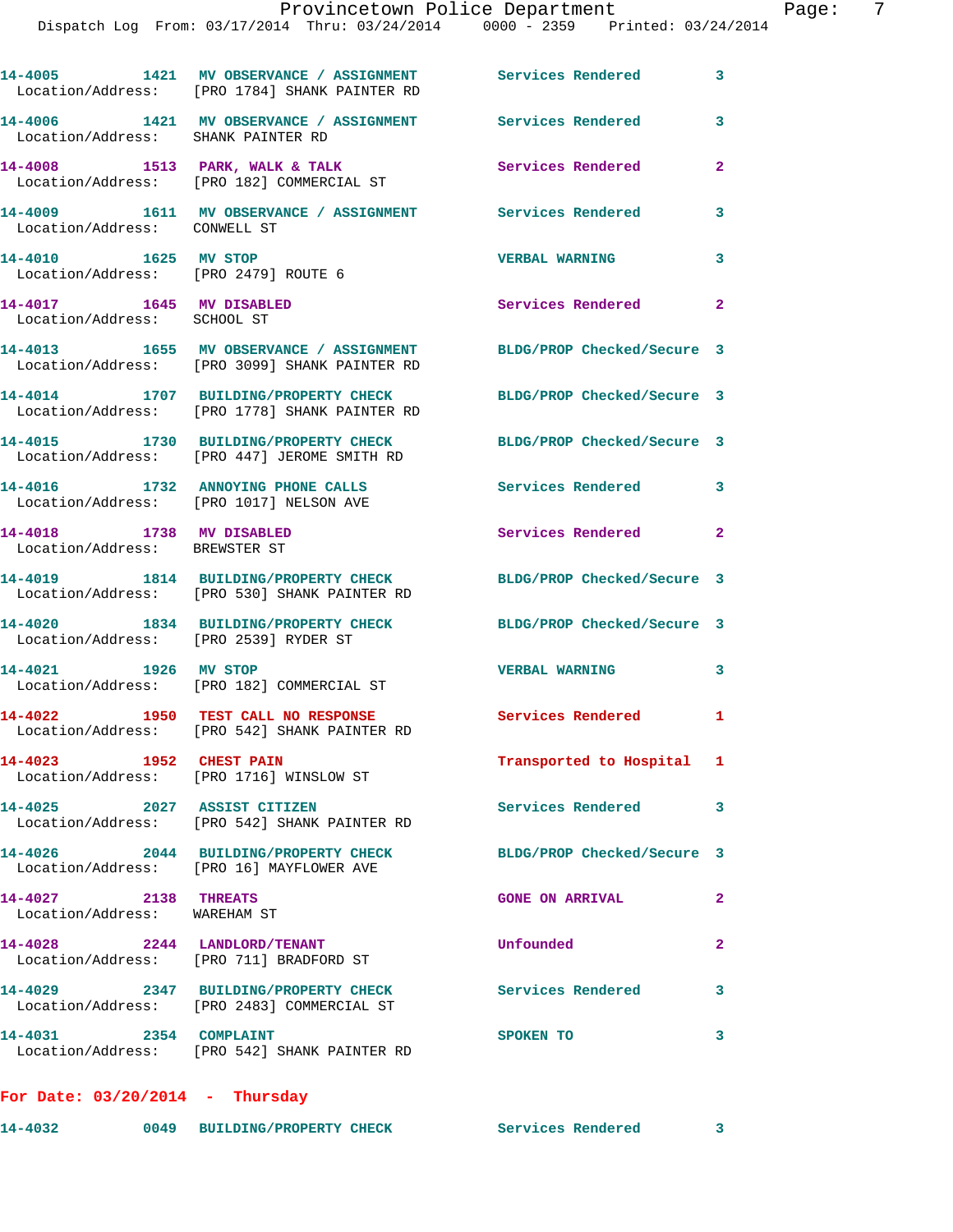14-4005 1421 MV OBSERVANCE / ASSIGNMENT Services Rendered 3
Location/Address: [PRO 1784] SHANK PAINTER RD

14-4006 1421 MV OBSERVANCE / ASSIGNMENT Services Rendered 3
Location/Address: SHANK PAINTER RD

14-4008 1513 PARK, WALK & TALK Services Rendered 2
Location/Address: [PRO 182] COMMERCIAL ST

14-4009 1611 MV OBSERVANCE / ASSIGNMENT Services Rendered 3
Location/Address: CONWELL ST

14-4010 1625 MV STOP VERBAL WARNING 3
Location/Address: [PRO 2479] ROUTE 6

14-4017 1645 MV DISABLED Services Rendered 2
Location/Address: SCHOOL ST

14-4013 1655 MV OBSERVANCE / ASSIGNMENT BLDG/PROP Checked/Secure 3
Location/Address: [PRO 3099] SHANK PAINTER RD

14-4014 1707 BUILDING/PROPERTY CHECK BLDG/PROP Checked/Secure 3
Location/Address: [PRO 1778] SHANK PAINTER RD

14-4015 1730 BUILDING/PROPERTY CHECK BLDG/PROP Checked/Secure 3
Location/Address: [PRO 447] JEROME SMITH RD

14-4016 1732 ANNOYING PHONE CALLS Services Rendered 3
Location/Address: [PRO 1017] NELSON AVE

14-4018 1738 MV DISABLED Services Rendered 2
Location/Address: BREWSTER ST

14-4019 1814 BUILDING/PROPERTY CHECK BLDG/PROP Checked/Secure 3
Location/Address: [PRO 530] SHANK PAINTER RD

14-4020 1834 BUILDING/PROPERTY CHECK BLDG/PROP Checked/Secure 3
Location/Address: [PRO 2539] RYDER ST

14-4021 1926 MV STOP VERBAL WARNING 3
Location/Address: [PRO 182] COMMERCIAL ST

14-4022 1950 TEST CALL NO RESPONSE Services Rendered 1
Location/Address: [PRO 542] SHANK PAINTER RD

14-4023 1952 CHEST PAIN Transported to Hospital 1
Location/Address: [PRO 1716] WINSLOW ST

14-4025 2027 ASSIST CITIZEN Services Rendered 3
Location/Address: [PRO 542] SHANK PAINTER RD

14-4026 2044 BUILDING/PROPERTY CHECK BLDG/PROP Checked/Secure 3
Location/Address: [PRO 16] MAYFLOWER AVE

14-4027 2138 THREATS GONE ON ARRIVAL 2
Location/Address: WAREHAM ST

14-4028 2244 LANDLORD/TENANT Unfounded 2
Location/Address: [PRO 711] BRADFORD ST

14-4029 2347 BUILDING/PROPERTY CHECK Services Rendered 3
Location/Address: [PRO 2483] COMMERCIAL ST

14-4031 2354 COMPLAINT SPOKEN TO 3
Location/Address: [PRO 542] SHANK PAINTER RD

**For Date: 03/20/2014 - Thursday**

14-4032 0049 BUILDING/PROPERTY CHECK Services Rendered 3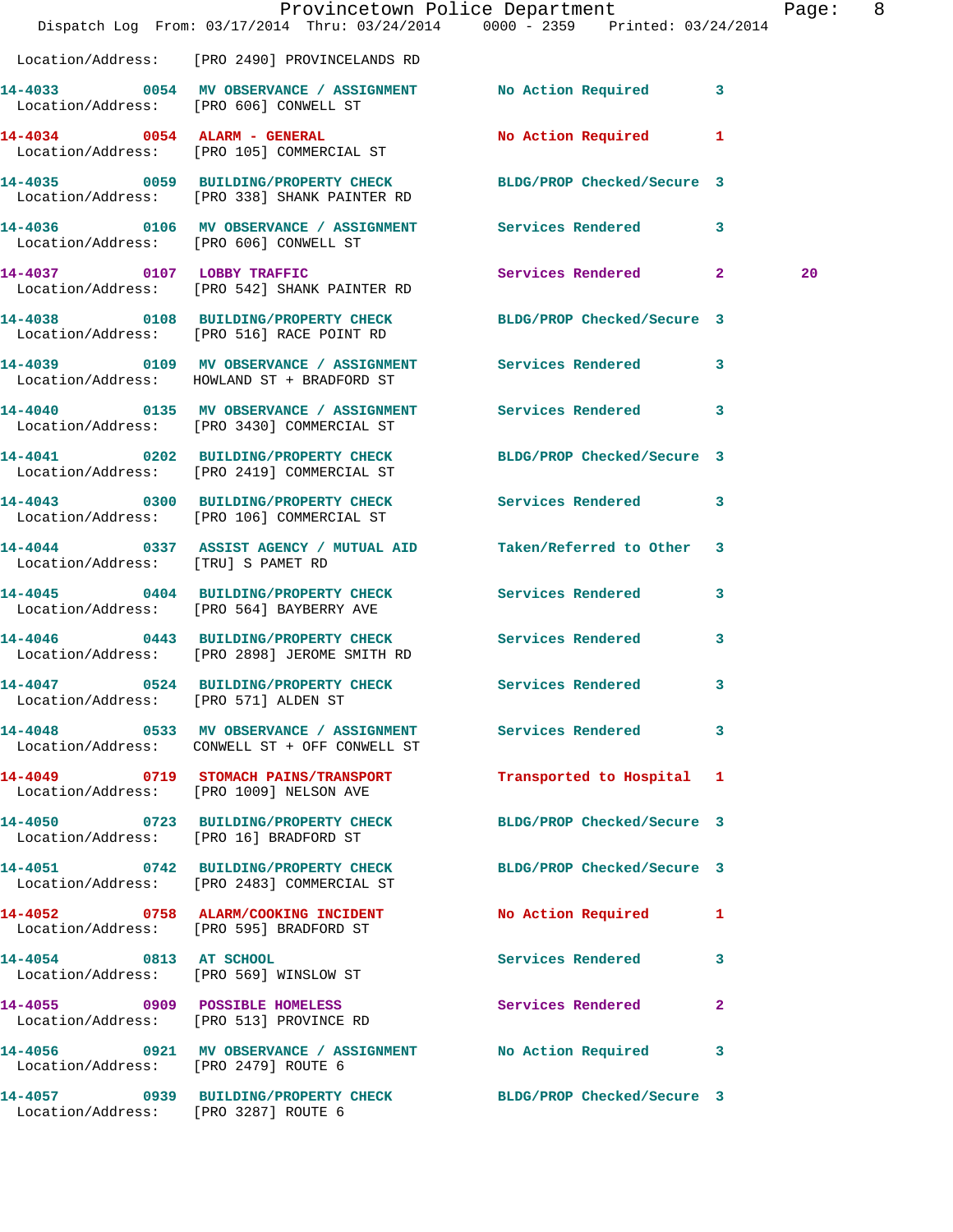Location/Address: [PRO 2490] PROVINCELANDS RD

| Call Number | Time | Call Reason | Action | Priority | |
|---|---|---|---|---|---|
| 14-4033 | 0054 | MV OBSERVANCE / ASSIGNMENT | No Action Required | 3 | |
| Location/Address: [PRO 606] CONWELL ST | | | | | |
| 14-4034 | 0054 | ALARM - GENERAL | No Action Required | 1 | |
| Location/Address: [PRO 105] COMMERCIAL ST | | | | | |
| 14-4035 | 0059 | BUILDING/PROPERTY CHECK | BLDG/PROP Checked/Secure | 3 | |
| Location/Address: [PRO 338] SHANK PAINTER RD | | | | | |
| 14-4036 | 0106 | MV OBSERVANCE / ASSIGNMENT | Services Rendered | 3 | |
| Location/Address: [PRO 606] CONWELL ST | | | | | |
| 14-4037 | 0107 | LOBBY TRAFFIC | Services Rendered | 2 | 20 |
| Location/Address: [PRO 542] SHANK PAINTER RD | | | | | |
| 14-4038 | 0108 | BUILDING/PROPERTY CHECK | BLDG/PROP Checked/Secure | 3 | |
| Location/Address: [PRO 516] RACE POINT RD | | | | | |
| 14-4039 | 0109 | MV OBSERVANCE / ASSIGNMENT | Services Rendered | 3 | |
| Location/Address: HOWLAND ST + BRADFORD ST | | | | | |
| 14-4040 | 0135 | MV OBSERVANCE / ASSIGNMENT | Services Rendered | 3 | |
| Location/Address: [PRO 3430] COMMERCIAL ST | | | | | |
| 14-4041 | 0202 | BUILDING/PROPERTY CHECK | BLDG/PROP Checked/Secure | 3 | |
| Location/Address: [PRO 2419] COMMERCIAL ST | | | | | |
| 14-4043 | 0300 | BUILDING/PROPERTY CHECK | Services Rendered | 3 | |
| Location/Address: [PRO 106] COMMERCIAL ST | | | | | |
| 14-4044 | 0337 | ASSIST AGENCY / MUTUAL AID | Taken/Referred to Other | 3 | |
| Location/Address: [TRU] S PAMET RD | | | | | |
| 14-4045 | 0404 | BUILDING/PROPERTY CHECK | Services Rendered | 3 | |
| Location/Address: [PRO 564] BAYBERRY AVE | | | | | |
| 14-4046 | 0443 | BUILDING/PROPERTY CHECK | Services Rendered | 3 | |
| Location/Address: [PRO 2898] JEROME SMITH RD | | | | | |
| 14-4047 | 0524 | BUILDING/PROPERTY CHECK | Services Rendered | 3 | |
| Location/Address: [PRO 571] ALDEN ST | | | | | |
| 14-4048 | 0533 | MV OBSERVANCE / ASSIGNMENT | Services Rendered | 3 | |
| Location/Address: CONWELL ST + OFF CONWELL ST | | | | | |
| 14-4049 | 0719 | STOMACH PAINS/TRANSPORT | Transported to Hospital | 1 | |
| Location/Address: [PRO 1009] NELSON AVE | | | | | |
| 14-4050 | 0723 | BUILDING/PROPERTY CHECK | BLDG/PROP Checked/Secure | 3 | |
| Location/Address: [PRO 16] BRADFORD ST | | | | | |
| 14-4051 | 0742 | BUILDING/PROPERTY CHECK | BLDG/PROP Checked/Secure | 3 | |
| Location/Address: [PRO 2483] COMMERCIAL ST | | | | | |
| 14-4052 | 0758 | ALARM/COOKING INCIDENT | No Action Required | 1 | |
| Location/Address: [PRO 595] BRADFORD ST | | | | | |
| 14-4054 | 0813 | AT SCHOOL | Services Rendered | 3 | |
| Location/Address: [PRO 569] WINSLOW ST | | | | | |
| 14-4055 | 0909 | POSSIBLE HOMELESS | Services Rendered | 2 | |
| Location/Address: [PRO 513] PROVINCE RD | | | | | |
| 14-4056 | 0921 | MV OBSERVANCE / ASSIGNMENT | No Action Required | 3 | |
| Location/Address: [PRO 2479] ROUTE 6 | | | | | |
| 14-4057 | 0939 | BUILDING/PROPERTY CHECK | BLDG/PROP Checked/Secure | 3 | |
| Location/Address: [PRO 3287] ROUTE 6 | | | | | |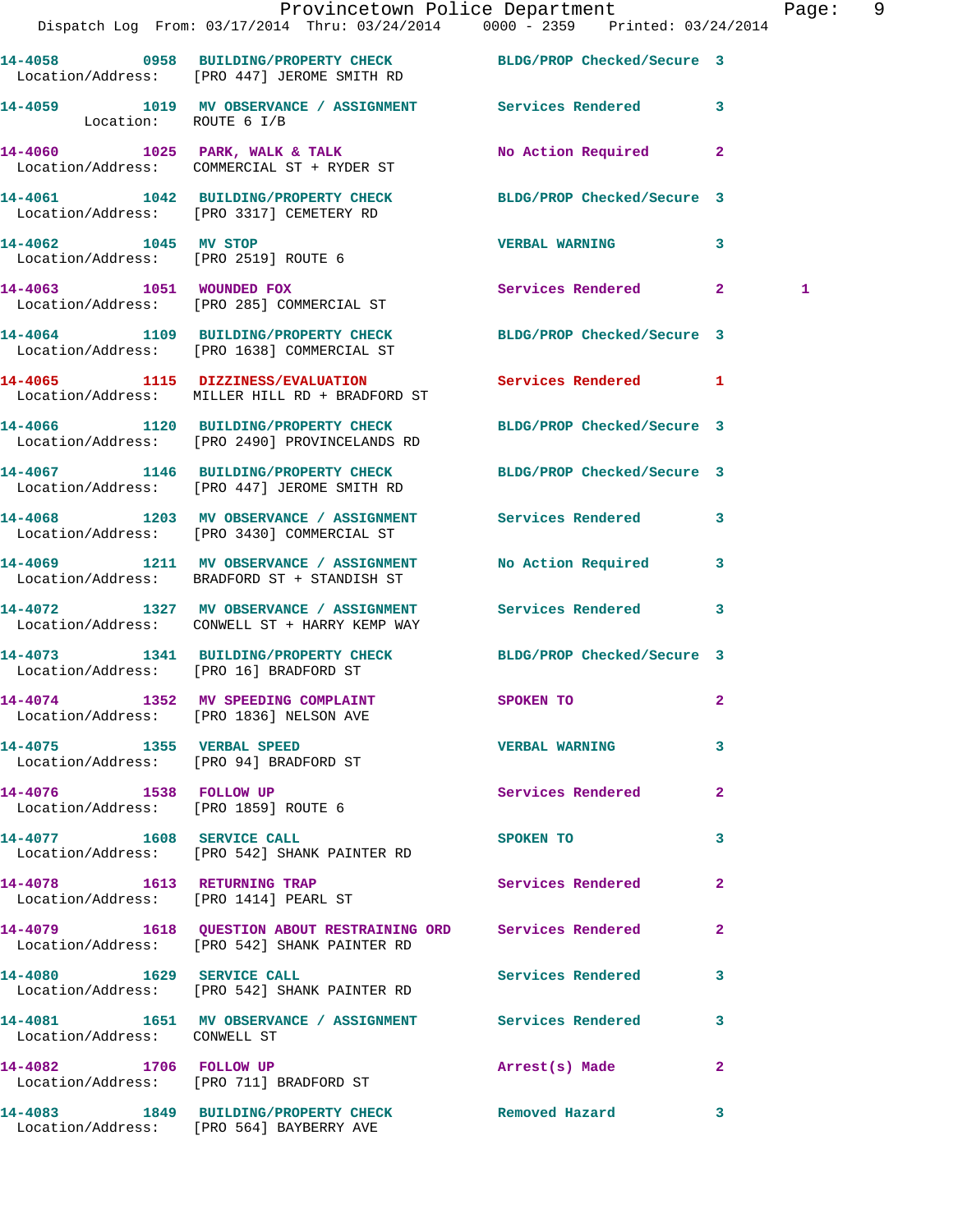14-4058 0958 BUILDING/PROPERTY CHECK BLDG/PROP Checked/Secure 3
Location/Address: [PRO 447] JEROME SMITH RD

14-4059 1019 MV OBSERVANCE / ASSIGNMENT Services Rendered 3
Location: ROUTE 6 I/B

14-4060 1025 PARK, WALK & TALK No Action Required 2
Location/Address: COMMERCIAL ST + RYDER ST

14-4061 1042 BUILDING/PROPERTY CHECK BLDG/PROP Checked/Secure 3
Location/Address: [PRO 3317] CEMETERY RD

14-4062 1045 MV STOP VERBAL WARNING 3
Location/Address: [PRO 2519] ROUTE 6

14-4063 1051 WOUNDED FOX Services Rendered 2 1
Location/Address: [PRO 285] COMMERCIAL ST

14-4064 1109 BUILDING/PROPERTY CHECK BLDG/PROP Checked/Secure 3
Location/Address: [PRO 1638] COMMERCIAL ST

14-4065 1115 DIZZINESS/EVALUATION Services Rendered 1
Location/Address: MILLER HILL RD + BRADFORD ST

14-4066 1120 BUILDING/PROPERTY CHECK BLDG/PROP Checked/Secure 3
Location/Address: [PRO 2490] PROVINCELANDS RD

14-4067 1146 BUILDING/PROPERTY CHECK BLDG/PROP Checked/Secure 3
Location/Address: [PRO 447] JEROME SMITH RD

14-4068 1203 MV OBSERVANCE / ASSIGNMENT Services Rendered 3
Location/Address: [PRO 3430] COMMERCIAL ST

14-4069 1211 MV OBSERVANCE / ASSIGNMENT No Action Required 3
Location/Address: BRADFORD ST + STANDISH ST

14-4072 1327 MV OBSERVANCE / ASSIGNMENT Services Rendered 3
Location/Address: CONWELL ST + HARRY KEMP WAY

14-4073 1341 BUILDING/PROPERTY CHECK BLDG/PROP Checked/Secure 3
Location/Address: [PRO 16] BRADFORD ST

14-4074 1352 MV SPEEDING COMPLAINT SPOKEN TO 2
Location/Address: [PRO 1836] NELSON AVE

14-4075 1355 VERBAL SPEED VERBAL WARNING 3
Location/Address: [PRO 94] BRADFORD ST

14-4076 1538 FOLLOW UP Services Rendered 2
Location/Address: [PRO 1859] ROUTE 6

14-4077 1608 SERVICE CALL SPOKEN TO 3
Location/Address: [PRO 542] SHANK PAINTER RD

14-4078 1613 RETURNING TRAP Services Rendered 2
Location/Address: [PRO 1414] PEARL ST

14-4079 1618 QUESTION ABOUT RESTRAINING ORD Services Rendered 2
Location/Address: [PRO 542] SHANK PAINTER RD

14-4080 1629 SERVICE CALL Services Rendered 3
Location/Address: [PRO 542] SHANK PAINTER RD

14-4081 1651 MV OBSERVANCE / ASSIGNMENT Services Rendered 3
Location/Address: CONWELL ST

14-4082 1706 FOLLOW UP Arrest(s) Made 2
Location/Address: [PRO 711] BRADFORD ST

14-4083 1849 BUILDING/PROPERTY CHECK Removed Hazard 3
Location/Address: [PRO 564] BAYBERRY AVE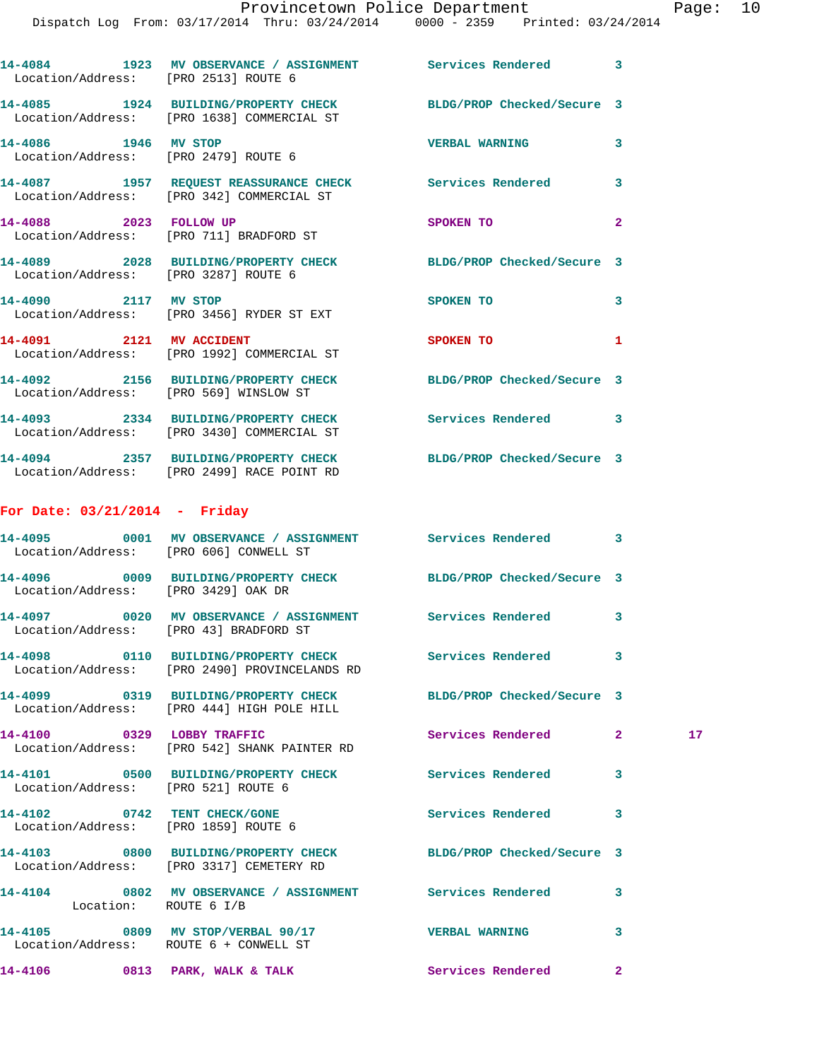14-4084 1923 MV OBSERVANCE / ASSIGNMENT Services Rendered 3
Location/Address: [PRO 2513] ROUTE 6

14-4085 1924 BUILDING/PROPERTY CHECK BLDG/PROP Checked/Secure 3
Location/Address: [PRO 1638] COMMERCIAL ST

14-4086 1946 MV STOP VERBAL WARNING 3
Location/Address: [PRO 2479] ROUTE 6

14-4087 1957 REQUEST REASSURANCE CHECK Services Rendered 3
Location/Address: [PRO 342] COMMERCIAL ST

14-4088 2023 FOLLOW UP SPOKEN TO 2
Location/Address: [PRO 711] BRADFORD ST

14-4089 2028 BUILDING/PROPERTY CHECK BLDG/PROP Checked/Secure 3
Location/Address: [PRO 3287] ROUTE 6

14-4090 2117 MV STOP SPOKEN TO 3
Location/Address: [PRO 3456] RYDER ST EXT

14-4091 2121 MV ACCIDENT SPOKEN TO 1
Location/Address: [PRO 1992] COMMERCIAL ST

14-4092 2156 BUILDING/PROPERTY CHECK BLDG/PROP Checked/Secure 3
Location/Address: [PRO 569] WINSLOW ST

14-4093 2334 BUILDING/PROPERTY CHECK Services Rendered 3
Location/Address: [PRO 3430] COMMERCIAL ST

14-4094 2357 BUILDING/PROPERTY CHECK BLDG/PROP Checked/Secure 3
Location/Address: [PRO 2499] RACE POINT RD

**For Date: 03/21/2014 - Friday**

14-4095 0001 MV OBSERVANCE / ASSIGNMENT Services Rendered 3
Location/Address: [PRO 606] CONWELL ST

14-4096 0009 BUILDING/PROPERTY CHECK BLDG/PROP Checked/Secure 3
Location/Address: [PRO 3429] OAK DR

14-4097 0020 MV OBSERVANCE / ASSIGNMENT Services Rendered 3
Location/Address: [PRO 43] BRADFORD ST

14-4098 0110 BUILDING/PROPERTY CHECK Services Rendered 3
Location/Address: [PRO 2490] PROVINCELANDS RD

14-4099 0319 BUILDING/PROPERTY CHECK BLDG/PROP Checked/Secure 3
Location/Address: [PRO 444] HIGH POLE HILL

14-4100 0329 LOBBY TRAFFIC Services Rendered 2 17
Location/Address: [PRO 542] SHANK PAINTER RD

14-4101 0500 BUILDING/PROPERTY CHECK Services Rendered 3
Location/Address: [PRO 521] ROUTE 6

14-4102 0742 TENT CHECK/GONE Services Rendered 3
Location/Address: [PRO 1859] ROUTE 6

14-4103 0800 BUILDING/PROPERTY CHECK BLDG/PROP Checked/Secure 3
Location/Address: [PRO 3317] CEMETERY RD

14-4104 0802 MV OBSERVANCE / ASSIGNMENT Services Rendered 3
Location: ROUTE 6 I/B

14-4105 0809 MV STOP/VERBAL 90/17 VERBAL WARNING 3
Location/Address: ROUTE 6 + CONWELL ST

14-4106 0813 PARK, WALK & TALK Services Rendered 2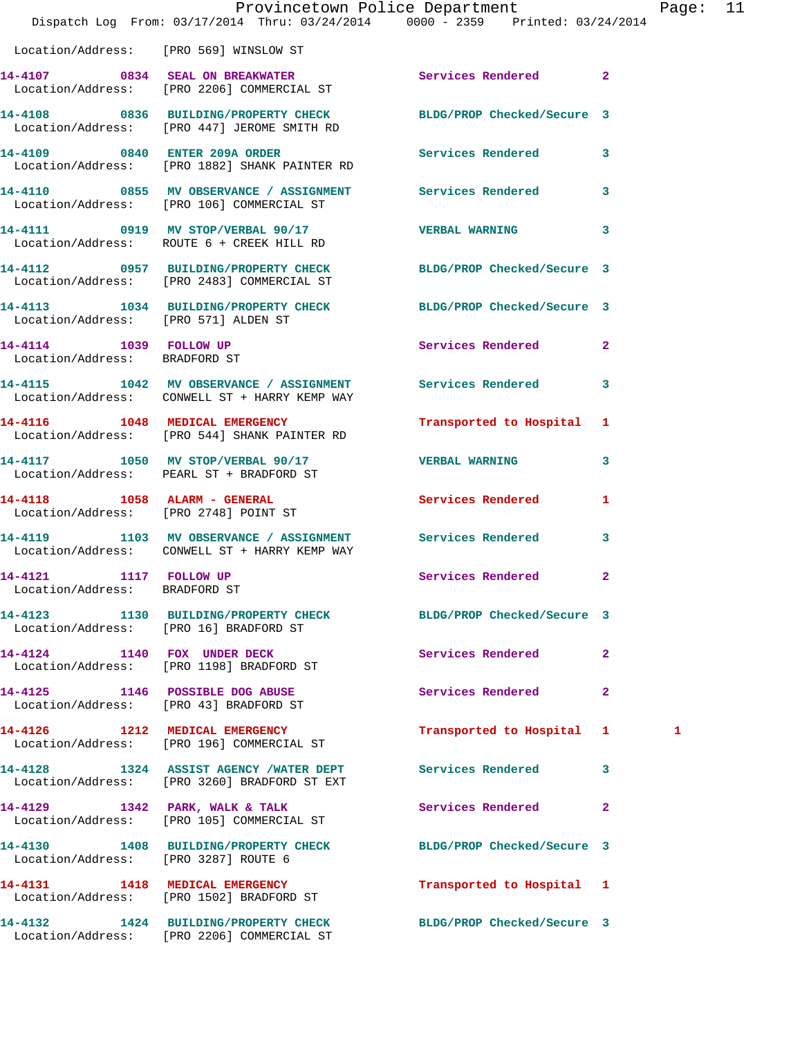Location/Address: [PRO 569] WINSLOW ST

| Call Number | Time | Call Reason | Action | Priority | |
|---|---|---|---|---|---|
| 14-4107 | 0834 | SEAL ON BREAKWATER | Services Rendered | 2 | |
| | | Location/Address: [PRO 2206] COMMERCIAL ST | | | |
| 14-4108 | 0836 | BUILDING/PROPERTY CHECK | BLDG/PROP Checked/Secure | 3 | |
| | | Location/Address: [PRO 447] JEROME SMITH RD | | | |
| 14-4109 | 0840 | ENTER 209A ORDER | Services Rendered | 3 | |
| | | Location/Address: [PRO 1882] SHANK PAINTER RD | | | |
| 14-4110 | 0855 | MV OBSERVANCE / ASSIGNMENT | Services Rendered | 3 | |
| | | Location/Address: [PRO 106] COMMERCIAL ST | | | |
| 14-4111 | 0919 | MV STOP/VERBAL 90/17 | VERBAL WARNING | 3 | |
| | | Location/Address: ROUTE 6 + CREEK HILL RD | | | |
| 14-4112 | 0957 | BUILDING/PROPERTY CHECK | BLDG/PROP Checked/Secure | 3 | |
| | | Location/Address: [PRO 2483] COMMERCIAL ST | | | |
| 14-4113 | 1034 | BUILDING/PROPERTY CHECK | BLDG/PROP Checked/Secure | 3 | |
| | | Location/Address: [PRO 571] ALDEN ST | | | |
| 14-4114 | 1039 | FOLLOW UP | Services Rendered | 2 | |
| | | Location/Address: BRADFORD ST | | | |
| 14-4115 | 1042 | MV OBSERVANCE / ASSIGNMENT | Services Rendered | 3 | |
| | | Location/Address: CONWELL ST + HARRY KEMP WAY | | | |
| 14-4116 | 1048 | MEDICAL EMERGENCY | Transported to Hospital | 1 | |
| | | Location/Address: [PRO 544] SHANK PAINTER RD | | | |
| 14-4117 | 1050 | MV STOP/VERBAL 90/17 | VERBAL WARNING | 3 | |
| | | Location/Address: PEARL ST + BRADFORD ST | | | |
| 14-4118 | 1058 | ALARM - GENERAL | Services Rendered | 1 | |
| | | Location/Address: [PRO 2748] POINT ST | | | |
| 14-4119 | 1103 | MV OBSERVANCE / ASSIGNMENT | Services Rendered | 3 | |
| | | Location/Address: CONWELL ST + HARRY KEMP WAY | | | |
| 14-4121 | 1117 | FOLLOW UP | Services Rendered | 2 | |
| | | Location/Address: BRADFORD ST | | | |
| 14-4123 | 1130 | BUILDING/PROPERTY CHECK | BLDG/PROP Checked/Secure | 3 | |
| | | Location/Address: [PRO 16] BRADFORD ST | | | |
| 14-4124 | 1140 | FOX UNDER DECK | Services Rendered | 2 | |
| | | Location/Address: [PRO 1198] BRADFORD ST | | | |
| 14-4125 | 1146 | POSSIBLE DOG ABUSE | Services Rendered | 2 | |
| | | Location/Address: [PRO 43] BRADFORD ST | | | |
| 14-4126 | 1212 | MEDICAL EMERGENCY | Transported to Hospital | 1 | 1 |
| | | Location/Address: [PRO 196] COMMERCIAL ST | | | |
| 14-4128 | 1324 | ASSIST AGENCY /WATER DEPT | Services Rendered | 3 | |
| | | Location/Address: [PRO 3260] BRADFORD ST EXT | | | |
| 14-4129 | 1342 | PARK, WALK & TALK | Services Rendered | 2 | |
| | | Location/Address: [PRO 105] COMMERCIAL ST | | | |
| 14-4130 | 1408 | BUILDING/PROPERTY CHECK | BLDG/PROP Checked/Secure | 3 | |
| | | Location/Address: [PRO 3287] ROUTE 6 | | | |
| 14-4131 | 1418 | MEDICAL EMERGENCY | Transported to Hospital | 1 | |
| | | Location/Address: [PRO 1502] BRADFORD ST | | | |
| 14-4132 | 1424 | BUILDING/PROPERTY CHECK | BLDG/PROP Checked/Secure | 3 | |
| | | Location/Address: [PRO 2206] COMMERCIAL ST | | | |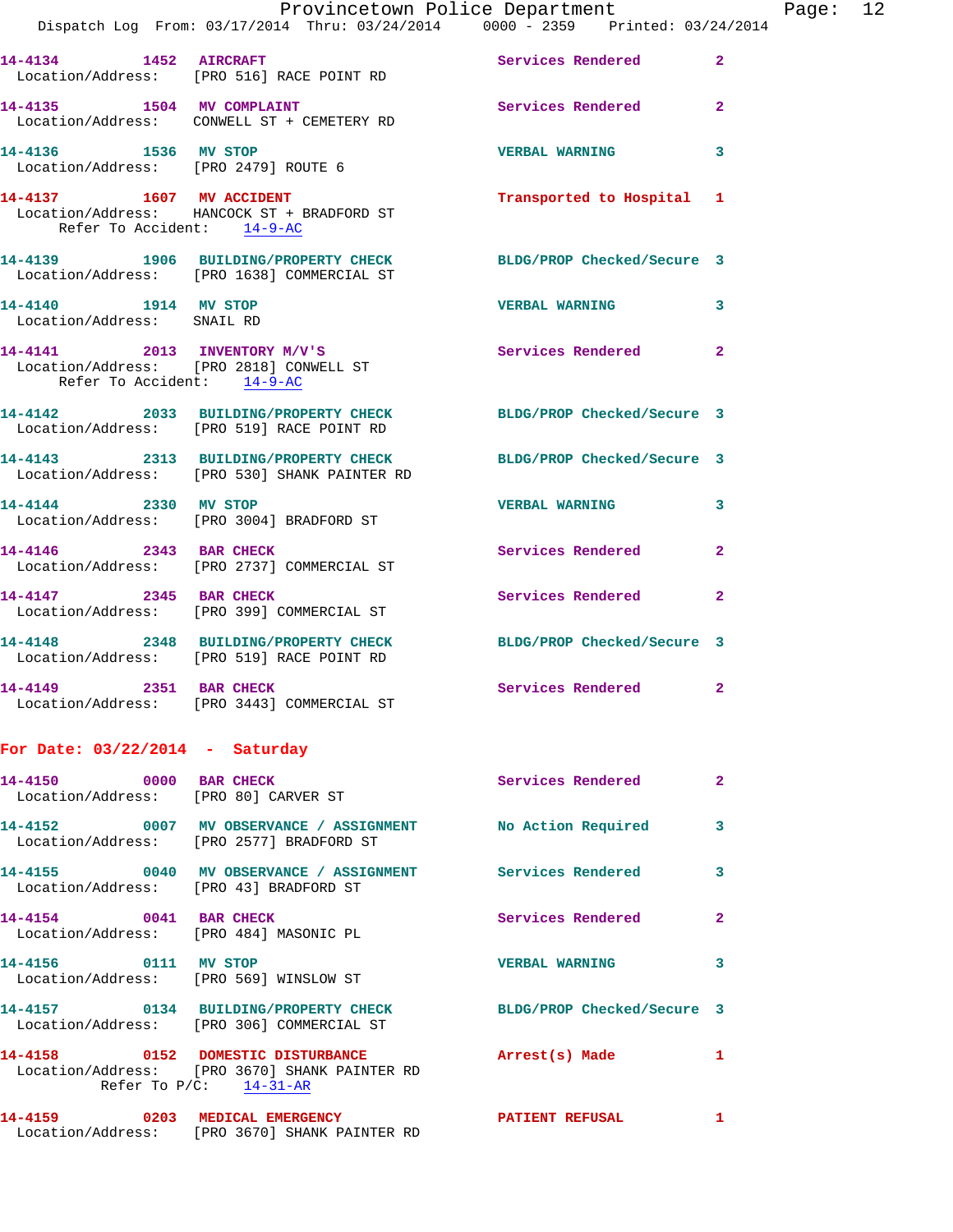14-4134 1452 AIRCRAFT Services Rendered 2
Location/Address: [PRO 516] RACE POINT RD

14-4135 1504 MV COMPLAINT Services Rendered 2
Location/Address: CONWELL ST + CEMETERY RD

14-4136 1536 MV STOP VERBAL WARNING 3
Location/Address: [PRO 2479] ROUTE 6

14-4137 1607 MV ACCIDENT Transported to Hospital 1
Location/Address: HANCOCK ST + BRADFORD ST
Refer To Accident: 14-9-AC

14-4139 1906 BUILDING/PROPERTY CHECK BLDG/PROP Checked/Secure 3
Location/Address: [PRO 1638] COMMERCIAL ST

14-4140 1914 MV STOP VERBAL WARNING 3
Location/Address: SNAIL RD

14-4141 2013 INVENTORY M/V'S Services Rendered 2
Location/Address: [PRO 2818] CONWELL ST
Refer To Accident: 14-9-AC

14-4142 2033 BUILDING/PROPERTY CHECK BLDG/PROP Checked/Secure 3
Location/Address: [PRO 519] RACE POINT RD

14-4143 2313 BUILDING/PROPERTY CHECK BLDG/PROP Checked/Secure 3
Location/Address: [PRO 530] SHANK PAINTER RD

14-4144 2330 MV STOP VERBAL WARNING 3
Location/Address: [PRO 3004] BRADFORD ST

14-4146 2343 BAR CHECK Services Rendered 2
Location/Address: [PRO 2737] COMMERCIAL ST

14-4147 2345 BAR CHECK Services Rendered 2
Location/Address: [PRO 399] COMMERCIAL ST

14-4148 2348 BUILDING/PROPERTY CHECK BLDG/PROP Checked/Secure 3
Location/Address: [PRO 519] RACE POINT RD

14-4149 2351 BAR CHECK Services Rendered 2
Location/Address: [PRO 3443] COMMERCIAL ST

## For Date: 03/22/2014 - Saturday

14-4150 0000 BAR CHECK Services Rendered 2
Location/Address: [PRO 80] CARVER ST

14-4152 0007 MV OBSERVATION / ASSIGNMENT No Action Required 3
Location/Address: [PRO 2577] BRADFORD ST

14-4155 0040 MV OBSERVATION / ASSIGNMENT Services Rendered 3
Location/Address: [PRO 43] BRADFORD ST

14-4154 0041 BAR CHECK Services Rendered 2
Location/Address: [PRO 484] MASONIC PL

14-4156 0111 MV STOP VERBAL WARNING 3
Location/Address: [PRO 569] WINSLOW ST

14-4157 0134 BUILDING/PROPERTY CHECK BLDG/PROP Checked/Secure 3
Location/Address: [PRO 306] COMMERCIAL ST

14-4158 0152 DOMESTIC DISTURBANCE Arrest(s) Made 1
Location/Address: [PRO 3670] SHANK PAINTER RD
Refer To P/C: 14-31-AR

14-4159 0203 MEDICAL EMERGENCY PATIENT REFUSAL 1
Location/Address: [PRO 3670] SHANK PAINTER RD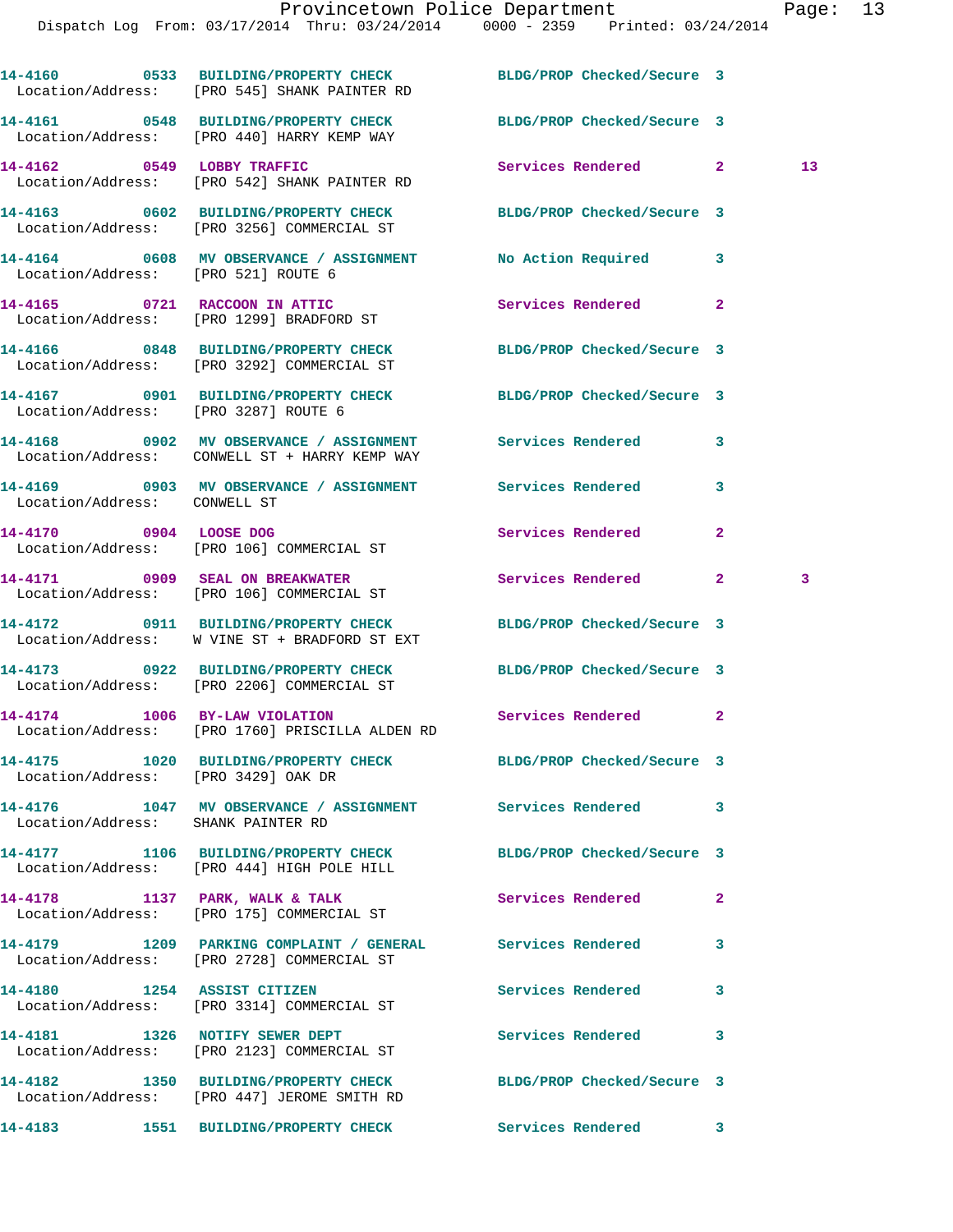| Call # | Time | Call Reason | Action | Priority | |
|---|---|---|---|---|---|
| 14-4160 | 0533 | BUILDING/PROPERTY CHECK | BLDG/PROP Checked/Secure | 3 | |
| Location/Address: | | [PRO 545] SHANK PAINTER RD | | | |
| 14-4161 | 0548 | BUILDING/PROPERTY CHECK | BLDG/PROP Checked/Secure | 3 | |
| Location/Address: | | [PRO 440] HARRY KEMP WAY | | | |
| 14-4162 | 0549 | LOBBY TRAFFIC | Services Rendered | 2 | 13 |
| Location/Address: | | [PRO 542] SHANK PAINTER RD | | | |
| 14-4163 | 0602 | BUILDING/PROPERTY CHECK | BLDG/PROP Checked/Secure | 3 | |
| Location/Address: | | [PRO 3256] COMMERCIAL ST | | | |
| 14-4164 | 0608 | MV OBSERVANCE / ASSIGNMENT | No Action Required | 3 | |
| Location/Address: | | [PRO 521] ROUTE 6 | | | |
| 14-4165 | 0721 | RACCOON IN ATTIC | Services Rendered | 2 | |
| Location/Address: | | [PRO 1299] BRADFORD ST | | | |
| 14-4166 | 0848 | BUILDING/PROPERTY CHECK | BLDG/PROP Checked/Secure | 3 | |
| Location/Address: | | [PRO 3292] COMMERCIAL ST | | | |
| 14-4167 | 0901 | BUILDING/PROPERTY CHECK | BLDG/PROP Checked/Secure | 3 | |
| Location/Address: | | [PRO 3287] ROUTE 6 | | | |
| 14-4168 | 0902 | MV OBSERVANCE / ASSIGNMENT | Services Rendered | 3 | |
| Location/Address: | | CONWELL ST + HARRY KEMP WAY | | | |
| 14-4169 | 0903 | MV OBSERVANCE / ASSIGNMENT | Services Rendered | 3 | |
| Location/Address: | | CONWELL ST | | | |
| 14-4170 | 0904 | LOOSE DOG | Services Rendered | 2 | |
| Location/Address: | | [PRO 106] COMMERCIAL ST | | | |
| 14-4171 | 0909 | SEAL ON BREAKWATER | Services Rendered | 2 | 3 |
| Location/Address: | | [PRO 106] COMMERCIAL ST | | | |
| 14-4172 | 0911 | BUILDING/PROPERTY CHECK | BLDG/PROP Checked/Secure | 3 | |
| Location/Address: | | W VINE ST + BRADFORD ST EXT | | | |
| 14-4173 | 0922 | BUILDING/PROPERTY CHECK | BLDG/PROP Checked/Secure | 3 | |
| Location/Address: | | [PRO 2206] COMMERCIAL ST | | | |
| 14-4174 | 1006 | BY-LAW VIOLATION | Services Rendered | 2 | |
| Location/Address: | | [PRO 1760] PRISCILLA ALDEN RD | | | |
| 14-4175 | 1020 | BUILDING/PROPERTY CHECK | BLDG/PROP Checked/Secure | 3 | |
| Location/Address: | | [PRO 3429] OAK DR | | | |
| 14-4176 | 1047 | MV OBSERVANCE / ASSIGNMENT | Services Rendered | 3 | |
| Location/Address: | | SHANK PAINTER RD | | | |
| 14-4177 | 1106 | BUILDING/PROPERTY CHECK | BLDG/PROP Checked/Secure | 3 | |
| Location/Address: | | [PRO 444] HIGH POLE HILL | | | |
| 14-4178 | 1137 | PARK, WALK & TALK | Services Rendered | 2 | |
| Location/Address: | | [PRO 175] COMMERCIAL ST | | | |
| 14-4179 | 1209 | PARKING COMPLAINT / GENERAL | Services Rendered | 3 | |
| Location/Address: | | [PRO 2728] COMMERCIAL ST | | | |
| 14-4180 | 1254 | ASSIST CITIZEN | Services Rendered | 3 | |
| Location/Address: | | [PRO 3314] COMMERCIAL ST | | | |
| 14-4181 | 1326 | NOTIFY SEWER DEPT | Services Rendered | 3 | |
| Location/Address: | | [PRO 2123] COMMERCIAL ST | | | |
| 14-4182 | 1350 | BUILDING/PROPERTY CHECK | BLDG/PROP Checked/Secure | 3 | |
| Location/Address: | | [PRO 447] JEROME SMITH RD | | | |
| 14-4183 | 1551 | BUILDING/PROPERTY CHECK | Services Rendered | 3 | |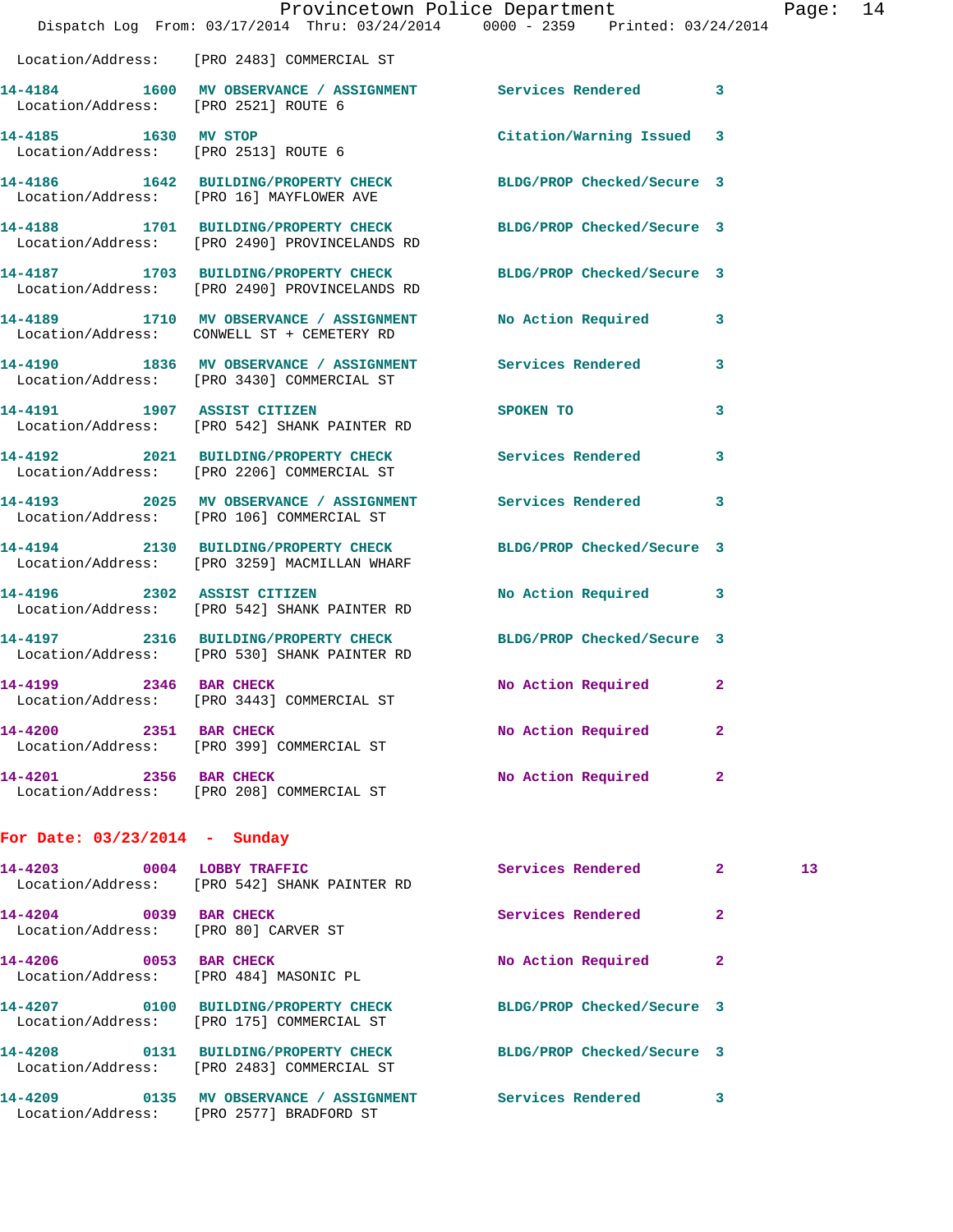Location/Address: [PRO 2483] COMMERCIAL ST

**14-4184** 1600 **MV OBSERVANCE / ASSIGNMENT** Services Rendered 3
Location/Address: [PRO 2521] ROUTE 6

**14-4185** 1630 **MV STOP** Citation/Warning Issued 3
Location/Address: [PRO 2513] ROUTE 6

**14-4186** 1642 **BUILDING/PROPERTY CHECK** BLDG/PROP Checked/Secure 3
Location/Address: [PRO 16] MAYFLOWER AVE

**14-4188** 1701 **BUILDING/PROPERTY CHECK** BLDG/PROP Checked/Secure 3
Location/Address: [PRO 2490] PROVINCELANDS RD

**14-4187** 1703 **BUILDING/PROPERTY CHECK** BLDG/PROP Checked/Secure 3
Location/Address: [PRO 2490] PROVINCELANDS RD

**14-4189** 1710 **MV OBSERVANCE / ASSIGNMENT** No Action Required 3
Location/Address: CONWELL ST + CEMETERY RD

**14-4190** 1836 **MV OBSERVANCE / ASSIGNMENT** Services Rendered 3
Location/Address: [PRO 3430] COMMERCIAL ST

**14-4191** 1907 **ASSIST CITIZEN** SPOKEN TO 3
Location/Address: [PRO 542] SHANK PAINTER RD

**14-4192** 2021 **BUILDING/PROPERTY CHECK** Services Rendered 3
Location/Address: [PRO 2206] COMMERCIAL ST

**14-4193** 2025 **MV OBSERVANCE / ASSIGNMENT** Services Rendered 3
Location/Address: [PRO 106] COMMERCIAL ST

**14-4194** 2130 **BUILDING/PROPERTY CHECK** BLDG/PROP Checked/Secure 3
Location/Address: [PRO 3259] MACMILLAN WHARF

**14-4196** 2302 **ASSIST CITIZEN** No Action Required 3
Location/Address: [PRO 542] SHANK PAINTER RD

**14-4197** 2316 **BUILDING/PROPERTY CHECK** BLDG/PROP Checked/Secure 3
Location/Address: [PRO 530] SHANK PAINTER RD

**14-4199** 2346 **BAR CHECK** No Action Required 2
Location/Address: [PRO 3443] COMMERCIAL ST

**14-4200** 2351 **BAR CHECK** No Action Required 2
Location/Address: [PRO 399] COMMERCIAL ST

**14-4201** 2356 **BAR CHECK** No Action Required 2
Location/Address: [PRO 208] COMMERCIAL ST

## For Date: 03/23/2014 - Sunday

**14-4203** 0004 **LOBBY TRAFFIC** Services Rendered 2 13
Location/Address: [PRO 542] SHANK PAINTER RD

**14-4204** 0039 **BAR CHECK** Services Rendered 2
Location/Address: [PRO 80] CARVER ST

**14-4206** 0053 **BAR CHECK** No Action Required 2
Location/Address: [PRO 484] MASONIC PL

**14-4207** 0100 **BUILDING/PROPERTY CHECK** BLDG/PROP Checked/Secure 3
Location/Address: [PRO 175] COMMERCIAL ST

**14-4208** 0131 **BUILDING/PROPERTY CHECK** BLDG/PROP Checked/Secure 3
Location/Address: [PRO 2483] COMMERCIAL ST

**14-4209** 0135 **MV OBSERVANCE / ASSIGNMENT** Services Rendered 3
Location/Address: [PRO 2577] BRADFORD ST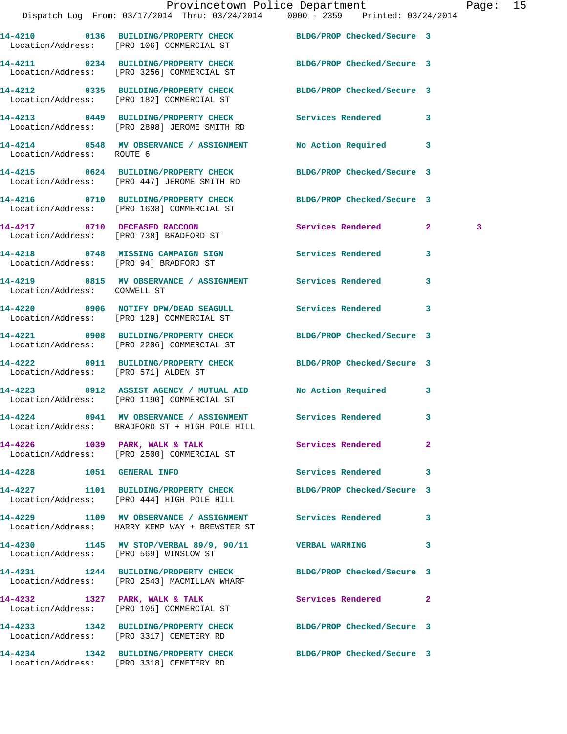**14-4210 0136 BUILDING/PROPERTY CHECK** **BLDG/PROP Checked/Secure 3**
Location/Address: [PRO 106] COMMERCIAL ST

**14-4211 0234 BUILDING/PROPERTY CHECK** **BLDG/PROP Checked/Secure 3**
Location/Address: [PRO 3256] COMMERCIAL ST

**14-4212 0335 BUILDING/PROPERTY CHECK** **BLDG/PROP Checked/Secure 3**
Location/Address: [PRO 182] COMMERCIAL ST

**14-4213 0449 BUILDING/PROPERTY CHECK** **Services Rendered 3**
Location/Address: [PRO 2898] JEROME SMITH RD

**14-4214 0548 MV OBSERVANCE / ASSIGNMENT** **No Action Required 3**
Location/Address: ROUTE 6

**14-4215 0624 BUILDING/PROPERTY CHECK** **BLDG/PROP Checked/Secure 3**
Location/Address: [PRO 447] JEROME SMITH RD

**14-4216 0710 BUILDING/PROPERTY CHECK** **BLDG/PROP Checked/Secure 3**
Location/Address: [PRO 1638] COMMERCIAL ST

**14-4217 0710 DECEASED RACCOON** **Services Rendered 2 3**
Location/Address: [PRO 738] BRADFORD ST

**14-4218 0748 MISSING CAMPAIGN SIGN** **Services Rendered 3**
Location/Address: [PRO 94] BRADFORD ST

**14-4219 0815 MV OBSERVANCE / ASSIGNMENT** **Services Rendered 3**
Location/Address: CONWELL ST

**14-4220 0906 NOTIFY DPW/DEAD SEAGULL** **Services Rendered 3**
Location/Address: [PRO 129] COMMERCIAL ST

**14-4221 0908 BUILDING/PROPERTY CHECK** **BLDG/PROP Checked/Secure 3**
Location/Address: [PRO 2206] COMMERCIAL ST

**14-4222 0911 BUILDING/PROPERTY CHECK** **BLDG/PROP Checked/Secure 3**
Location/Address: [PRO 571] ALDEN ST

**14-4223 0912 ASSIST AGENCY / MUTUAL AID** **No Action Required 3**
Location/Address: [PRO 1190] COMMERCIAL ST

**14-4224 0941 MV OBSERVANCE / ASSIGNMENT** **Services Rendered 3**
Location/Address: BRADFORD ST + HIGH POLE HILL

**14-4226 1039 PARK, WALK & TALK** **Services Rendered 2**
Location/Address: [PRO 2500] COMMERCIAL ST

**14-4228 1051 GENERAL INFO** **Services Rendered 3**

**14-4227 1101 BUILDING/PROPERTY CHECK** **BLDG/PROP Checked/Secure 3**
Location/Address: [PRO 444] HIGH POLE HILL

**14-4229 1109 MV OBSERVANCE / ASSIGNMENT** **Services Rendered 3**
Location/Address: HARRY KEMP WAY + BREWSTER ST

**14-4230 1145 MV STOP/VERBAL 89/9, 90/11** **VERBAL WARNING 3**
Location/Address: [PRO 569] WINSLOW ST

**14-4231 1244 BUILDING/PROPERTY CHECK** **BLDG/PROP Checked/Secure 3**
Location/Address: [PRO 2543] MACMILLAN WHARF

**14-4232 1327 PARK, WALK & TALK** **Services Rendered 2**
Location/Address: [PRO 105] COMMERCIAL ST

**14-4233 1342 BUILDING/PROPERTY CHECK** **BLDG/PROP Checked/Secure 3**
Location/Address: [PRO 3317] CEMETERY RD

**14-4234 1342 BUILDING/PROPERTY CHECK** **BLDG/PROP Checked/Secure 3**
Location/Address: [PRO 3318] CEMETERY RD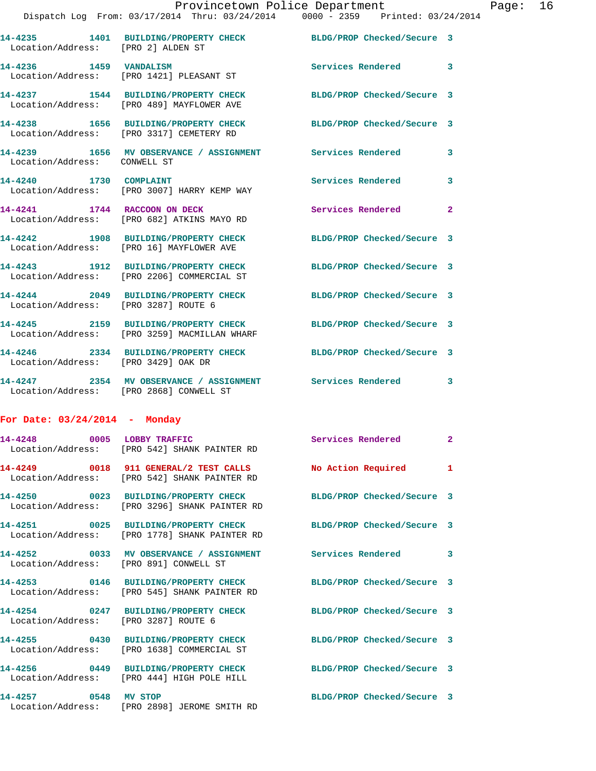14-4235 1401 BUILDING/PROPERTY CHECK BLDG/PROP Checked/Secure 3
Location/Address: [PRO 2] ALDEN ST

14-4236 1459 VANDALISM Services Rendered 3
Location/Address: [PRO 1421] PLEASANT ST

14-4237 1544 BUILDING/PROPERTY CHECK BLDG/PROP Checked/Secure 3
Location/Address: [PRO 489] MAYFLOWER AVE

14-4238 1656 BUILDING/PROPERTY CHECK BLDG/PROP Checked/Secure 3
Location/Address: [PRO 3317] CEMETERY RD

14-4239 1656 MV OBSERVANCE / ASSIGNMENT Services Rendered 3
Location/Address: CONWELL ST

14-4240 1730 COMPLAINT Services Rendered 3
Location/Address: [PRO 3007] HARRY KEMP WAY

14-4241 1744 RACCOON ON DECK Services Rendered 2
Location/Address: [PRO 682] ATKINS MAYO RD

14-4242 1908 BUILDING/PROPERTY CHECK BLDG/PROP Checked/Secure 3
Location/Address: [PRO 16] MAYFLOWER AVE

14-4243 1912 BUILDING/PROPERTY CHECK BLDG/PROP Checked/Secure 3
Location/Address: [PRO 2206] COMMERCIAL ST

14-4244 2049 BUILDING/PROPERTY CHECK BLDG/PROP Checked/Secure 3
Location/Address: [PRO 3287] ROUTE 6

14-4245 2159 BUILDING/PROPERTY CHECK BLDG/PROP Checked/Secure 3
Location/Address: [PRO 3259] MACMILLAN WHARF

14-4246 2334 BUILDING/PROPERTY CHECK BLDG/PROP Checked/Secure 3
Location/Address: [PRO 3429] OAK DR

14-4247 2354 MV OBSERVANCE / ASSIGNMENT Services Rendered 3
Location/Address: [PRO 2868] CONWELL ST

**For Date: 03/24/2014 - Monday**

14-4248 0005 LOBBY TRAFFIC Services Rendered 2
Location/Address: [PRO 542] SHANK PAINTER RD

14-4249 0018 911 GENERAL/2 TEST CALLS No Action Required 1
Location/Address: [PRO 542] SHANK PAINTER RD

14-4250 0023 BUILDING/PROPERTY CHECK BLDG/PROP Checked/Secure 3
Location/Address: [PRO 3296] SHANK PAINTER RD

14-4251 0025 BUILDING/PROPERTY CHECK BLDG/PROP Checked/Secure 3
Location/Address: [PRO 1778] SHANK PAINTER RD

14-4252 0033 MV OBSERVANCE / ASSIGNMENT Services Rendered 3
Location/Address: [PRO 891] CONWELL ST

14-4253 0146 BUILDING/PROPERTY CHECK BLDG/PROP Checked/Secure 3
Location/Address: [PRO 545] SHANK PAINTER RD

14-4254 0247 BUILDING/PROPERTY CHECK BLDG/PROP Checked/Secure 3
Location/Address: [PRO 3287] ROUTE 6

14-4255 0430 BUILDING/PROPERTY CHECK BLDG/PROP Checked/Secure 3
Location/Address: [PRO 1638] COMMERCIAL ST

14-4256 0449 BUILDING/PROPERTY CHECK BLDG/PROP Checked/Secure 3
Location/Address: [PRO 444] HIGH POLE HILL

14-4257 0548 MV STOP BLDG/PROP Checked/Secure 3
Location/Address: [PRO 2898] JEROME SMITH RD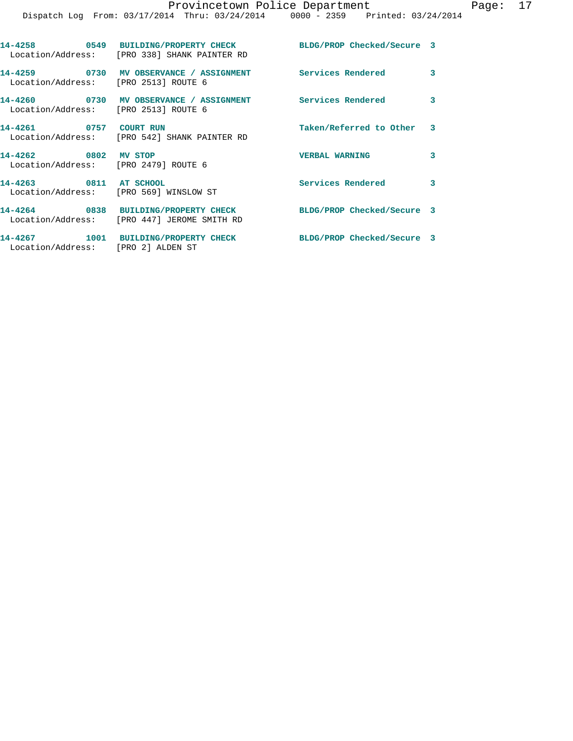**14-4258 0549 BUILDING/PROPERTY CHECK BLDG/PROP Checked/Secure 3**
Location/Address: [PRO 338] SHANK PAINTER RD

**14-4259 0730 MV OBSERVANCE / ASSIGNMENT Services Rendered 3**
Location/Address: [PRO 2513] ROUTE 6

**14-4260 0730 MV OBSERVANCE / ASSIGNMENT Services Rendered 3**
Location/Address: [PRO 2513] ROUTE 6

**14-4261 0757 COURT RUN Taken/Referred to Other 3**
Location/Address: [PRO 542] SHANK PAINTER RD

**14-4262 0802 MV STOP VERBAL WARNING 3**
Location/Address: [PRO 2479] ROUTE 6

**14-4263 0811 AT SCHOOL Services Rendered 3**
Location/Address: [PRO 569] WINSLOW ST

**14-4264 0838 BUILDING/PROPERTY CHECK BLDG/PROP Checked/Secure 3**
Location/Address: [PRO 447] JEROME SMITH RD

**14-4267 1001 BUILDING/PROPERTY CHECK BLDG/PROP Checked/Secure 3**
Location/Address: [PRO 2] ALDEN ST